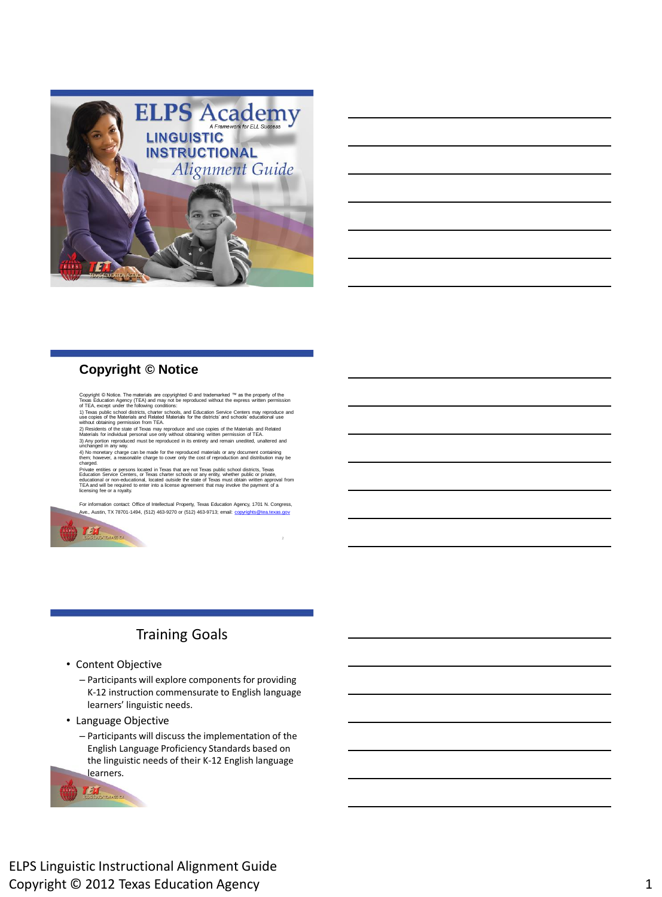# ELPS Academy

*A Framework for ELL Success*

## LINGUISTIC INSTRUCTIONAL *Alignment Guide*

TEA TEXAS EDUCATION AGENCY

## Copyright © Notice

Copyright © Notice. The materials are copyrighted © and trademarked ™ as the property of the Texas Education Agency (TEA) and may not be reproduced without the express written permission of TEA, except under the following conditions:

1) Texas public school districts, charter schools, and Education Service Centers may reproduce and use copies of the Materials and Related Materials for the districts' and schools' educational use without obtaining permission from TEA.

2) Residents of the state of Texas may reproduce and use copies of the Materials and Related Materials for individual personal use only without obtaining written permission of TEA.

3) Any portion reproduced must be reproduced in its entirety and remain unedited, unaltered and unchanged in any way.

4) No monetary charge can be made for the reproduced materials or any document containing them; however, a reasonable charge to cover only the cost of reproduction and distribution may be charged.

Private entities or persons located in Texas that are not Texas public school districts, Texas Education Service Centers, or Texas charter schools or any entity, whether public or private, educational or non-educational, located outside the state of Texas must obtain written approval from TEA and will be required to enter into a license agreement that may involve the payment of a licensing fee or a royalty.

For information contact: Office of Intellectual Property, Texas Education Agency, 1701 N. Congress, Ave., Austin, TX 78701-1494, (512) 463-9270 or (512) 463-9713; email: copyrights@tea.texas.gov

## Training Goals

- Content Objective
  - Participants will explore components for providing K-12 instruction commensurate to English language learners' linguistic needs.
- Language Objective
  - Participants will discuss the implementation of the English Language Proficiency Standards based on the linguistic needs of their K-12 English language learners.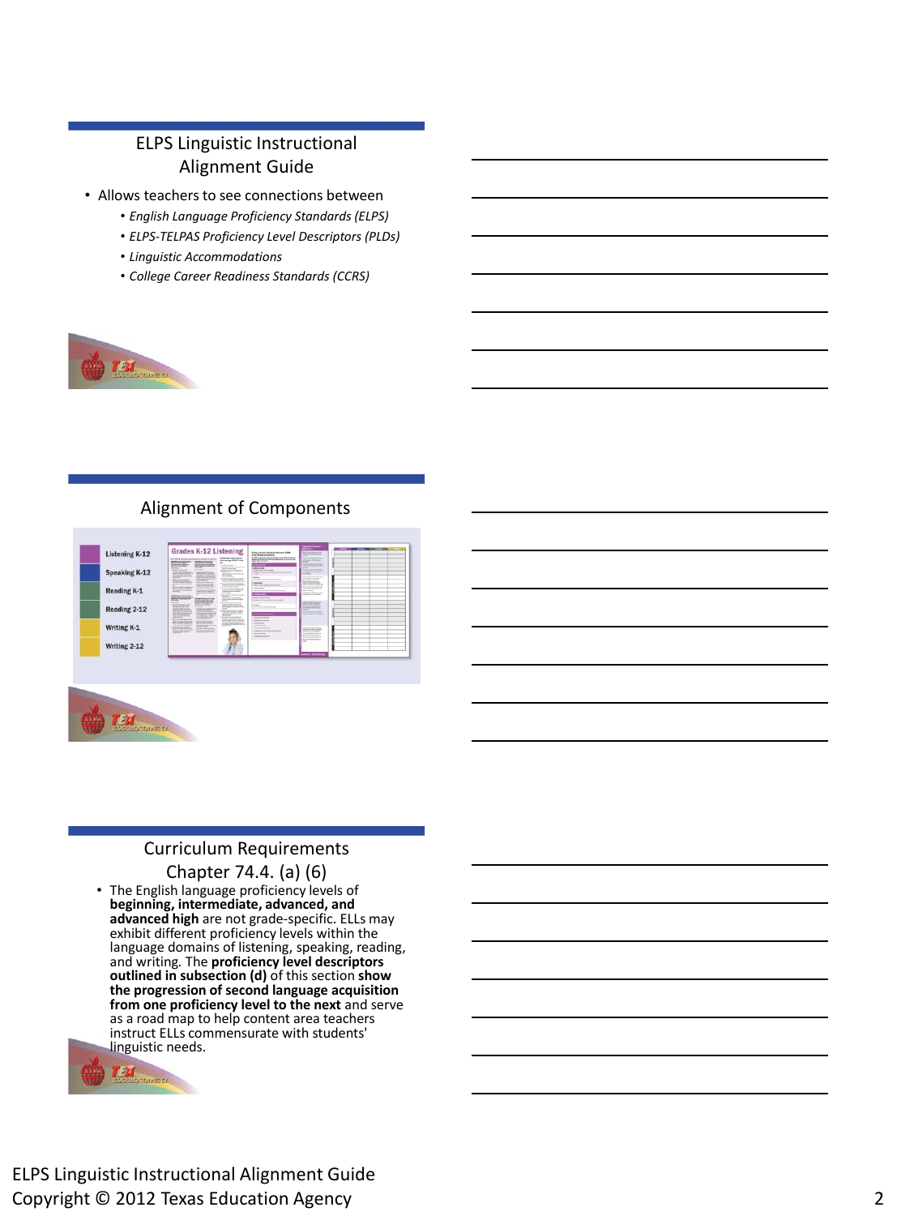## ELPS Linguistic Instructional Alignment Guide

- Allows teachers to see connections between
  - *English Language Proficiency Standards (ELPS)*
  - *ELPS-TELPAS Proficiency Level Descriptors (PLDs)*
  - *Linguistic Accommodations*
  - *College Career Readiness Standards (CCRS)*

## Alignment of Components

- Listening K-12
- Speaking K-12
- Reading K-1
- Reading 2-12
- Writing K-1
- Writing 2-12

## Curriculum Requirements Chapter 74.4. (a) (6)

- The English language proficiency levels of **beginning, intermediate, advanced, and advanced high** are not grade-specific. ELLs may exhibit different proficiency levels within the language domains of listening, speaking, reading, and writing. The **proficiency level descriptors outlined in subsection (d)** of this section **show the progression of second language acquisition from one proficiency level to the next** and serve as a road map to help content area teachers instruct ELLs commensurate with students' linguistic needs.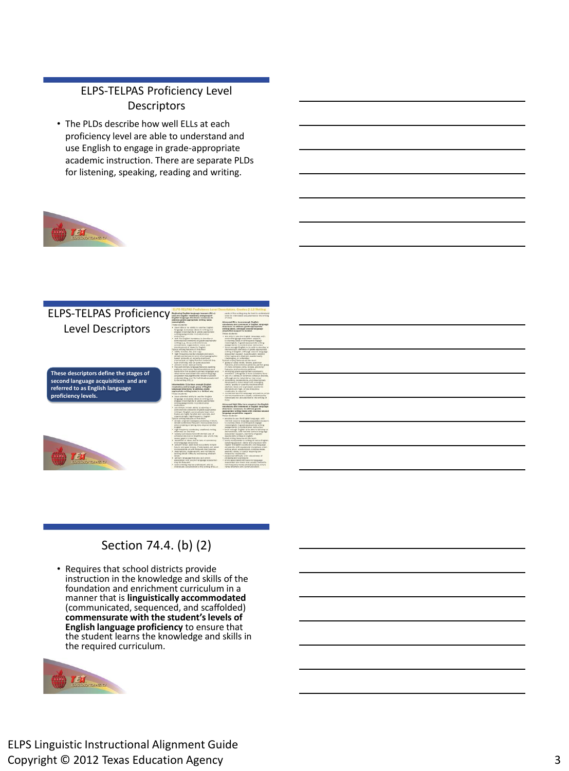## ELPS-TELPAS Proficiency Level Descriptors

- The PLDs describe how well ELLs at each proficiency level are able to understand and use English to engage in grade-appropriate academic instruction. There are separate PLDs for listening, speaking, reading and writing.

## ELPS-TELPAS Proficiency Level Descriptors

These descriptors define the stages of second language acquisition and are referred to as English language proficiency levels.

## Section 74.4. (b) (2)

- Requires that school districts provide instruction in the knowledge and skills of the foundation and enrichment curriculum in a manner that is **linguistically accommodated** (communicated, sequenced, and scaffolded) **commensurate with the student's levels of English language proficiency** to ensure that the student learns the knowledge and skills in the required curriculum.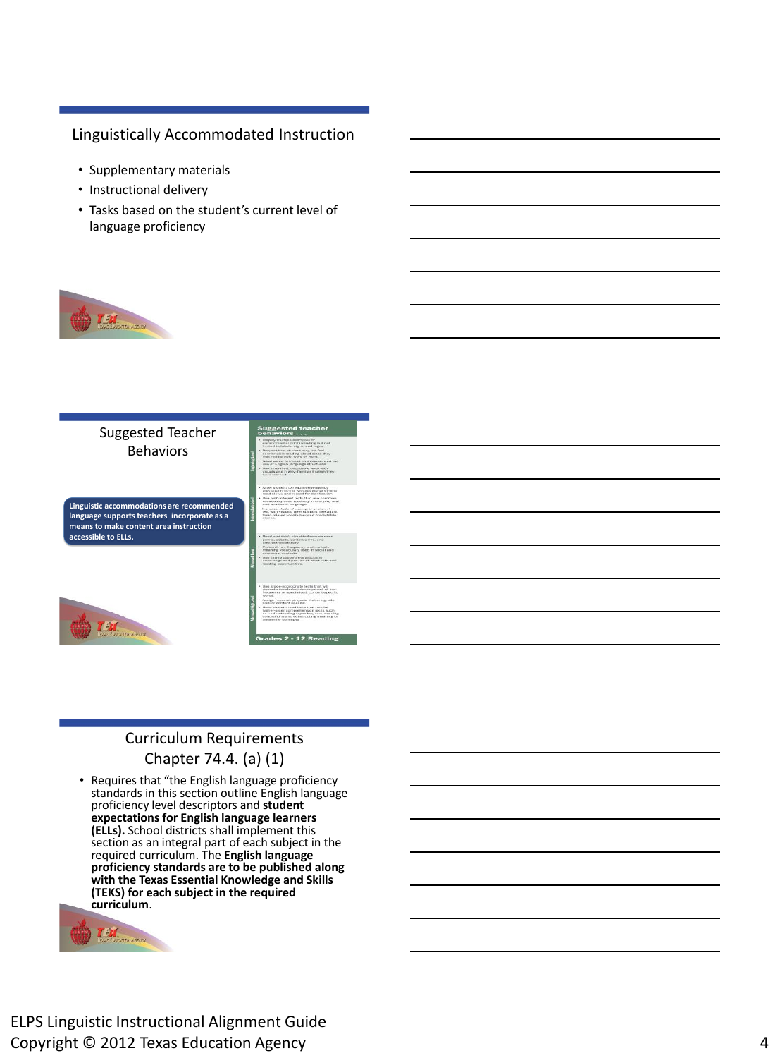## Linguistically Accommodated Instruction

- Supplementary materials
- Instructional delivery
- Tasks based on the student's current level of language proficiency

## Suggested Teacher Behaviors

**Linguistic accommodations are recommended language supports teachers incorporate as a means to make content area instruction accessible to ELLs.**

## Curriculum Requirements Chapter 74.4. (a) (1)

- Requires that "the English language proficiency standards in this section outline English language proficiency level descriptors and **student expectations for English language learners (ELLs).** School districts shall implement this section as an integral part of each subject in the required curriculum. The **English language proficiency standards are to be published along with the Texas Essential Knowledge and Skills (TEKS) for each subject in the required curriculum**.

ELPS Linguistic Instructional Alignment Guide
Copyright © 2012 Texas Education Agency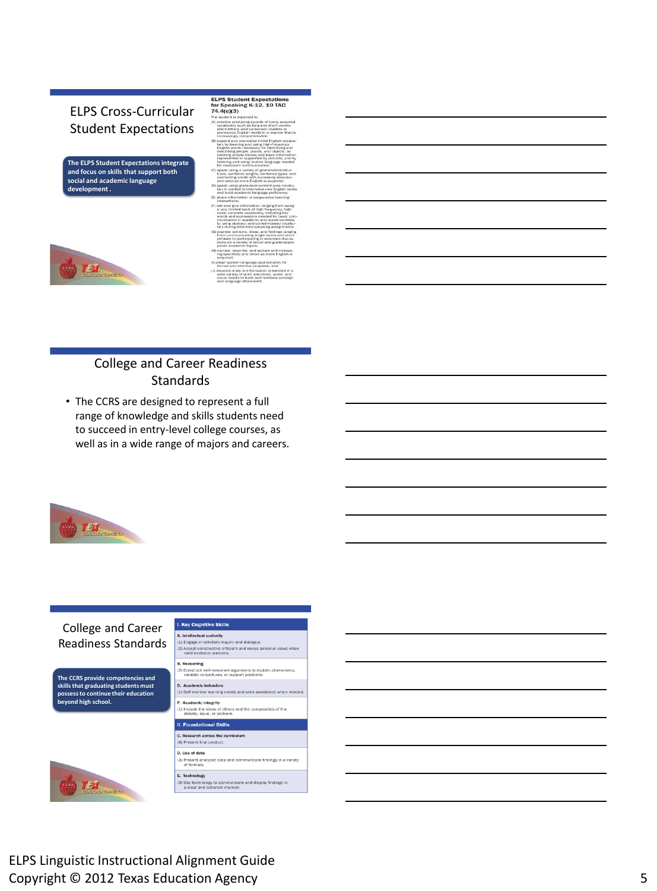## ELPS Cross-Curricular Student Expectations

**The ELPS Student Expectations integrate and focus on skills that support both social and academic language development.**

**ELPS Student Expectations for Speaking K-12, 19 TAC 74.4(c)(3)**

The student is expected to:

(A) practice producing sounds of newly acquired vocabulary such as long and short vowels, silent letters, and consonant clusters to pronounce English words in a manner that is increasingly comprehensible;

(B) expand and internalize initial English vocabulary by learning and using high-frequency English words necessary for identifying and describing people, places, and objects, by retelling simple stories and basic information represented or supported by pictures, and by learning and using routine language needed for classroom communication;

(C) speak using a variety of grammatical structures, sentence lengths, sentence types, and connecting words with increasing accuracy and ease as more English is acquired;

(D) speak using grade-level content area vocabulary in context to internalize new English words and build academic language proficiency;

(E) share information in cooperative learning interactions;

(F) ask and give information ranging from using a very limited bank of high-frequency, high-need, concrete vocabulary, including key words and expressions needed for basic communication in academic and social contexts, to using abstract and content-based vocabulary during extended speaking assignments;

(G) express opinions, ideas, and feelings ranging from communicating single words and short phrases to participating in extended discussions on a variety of social and grade-appropriate academic topics;

(H) narrate, describe, and explain with increasing specificity and detail as more English is acquired;

(I) adapt spoken language appropriately for formal and informal purposes; and

(J) respond orally to information presented in a wide variety of print, electronic, audio, and visual media to build and reinforce concept and language attainment.

## College and Career Readiness Standards

- The CCRS are designed to represent a full range of knowledge and skills students need to succeed in entry-level college courses, as well as in a wide range of majors and careers.

## College and Career Readiness Standards

**The CCRS provide competencies and skills that graduating students must possess to continue their education beyond high school.**

**I. Key Cognitive Skills**

**A. Intellectual curiosity**

(1) Engage in scholarly inquiry and dialogue.

(2) Accept constructive criticism and revise personal views when valid evidence warrants.

**B. Reasoning**

(2) Construct well-reasoned arguments to explain phenomena, validate conjectures, or support positions.

**D. Academic behaviors**

(1) Self-monitor learning needs and seek assistance when needed.

**F. Academic integrity**

(1) Include the ideas of others and the complexities of the debate, issue, or problem.

**II. Foundational Skills**

**C. Research across the curriculum**

(8) Present final product.

**D. Use of data**

(3) Present analyzed data and communicate findings in a variety of formats.

**E. Technology**

(3) Use technology to communicate and display findings in a clear and coherent manner.

ELPS Linguistic Instructional Alignment Guide
Copyright © 2012 Texas Education Agency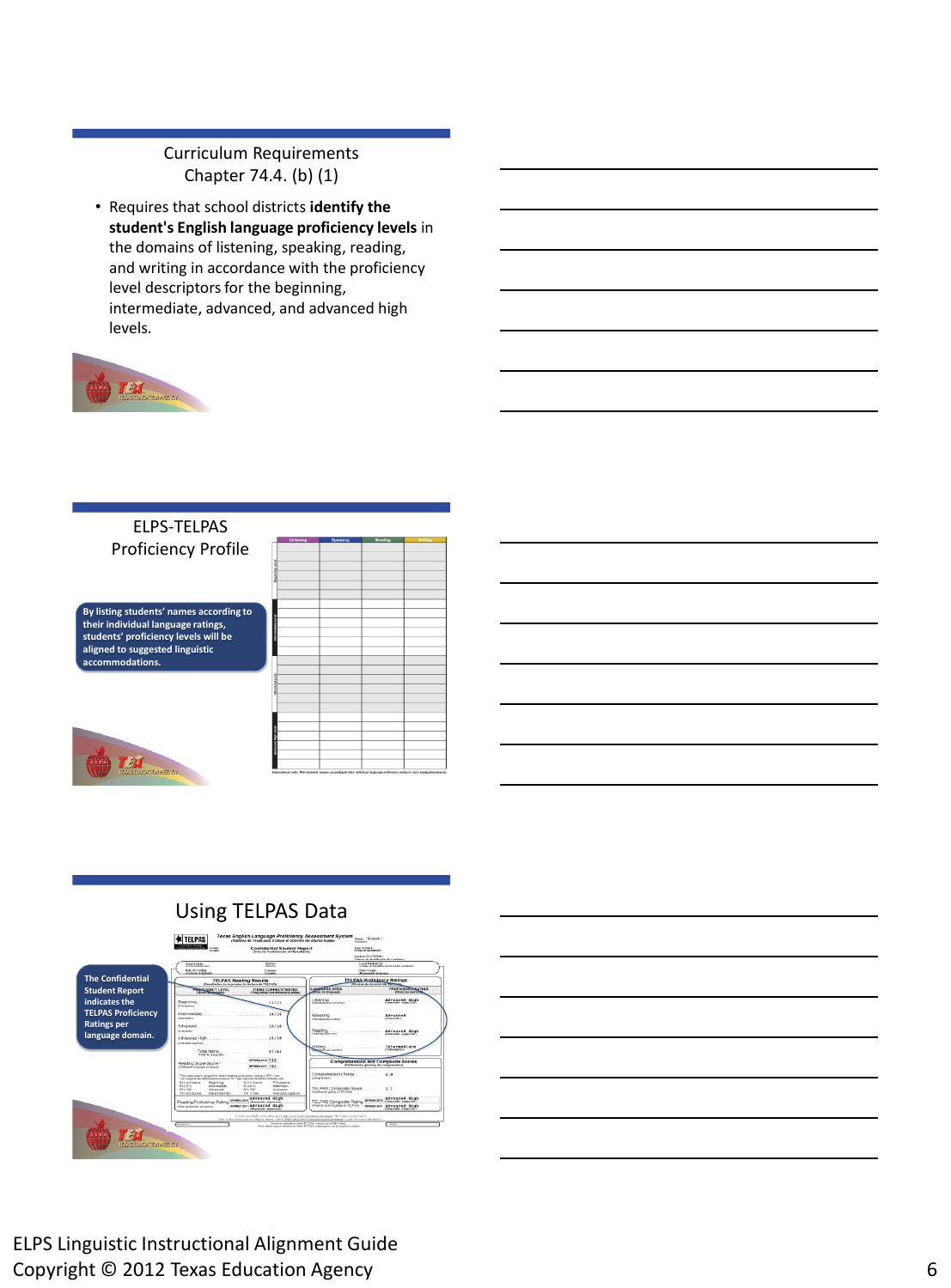## Curriculum Requirements Chapter 74.4. (b) (1)

- Requires that school districts **identify the student's English language proficiency levels** in the domains of listening, speaking, reading, and writing in accordance with the proficiency level descriptors for the beginning, intermediate, advanced, and advanced high levels.

## ELPS-TELPAS Proficiency Profile

**By listing students' names according to their individual language ratings, students' proficiency levels will be aligned to suggested linguistic accommodations.**

## Using TELPAS Data

**The Confidential Student Report indicates the TELPAS Proficiency Ratings per language domain.**

ELPS Linguistic Instructional Alignment Guide
Copyright © 2012 Texas Education Agency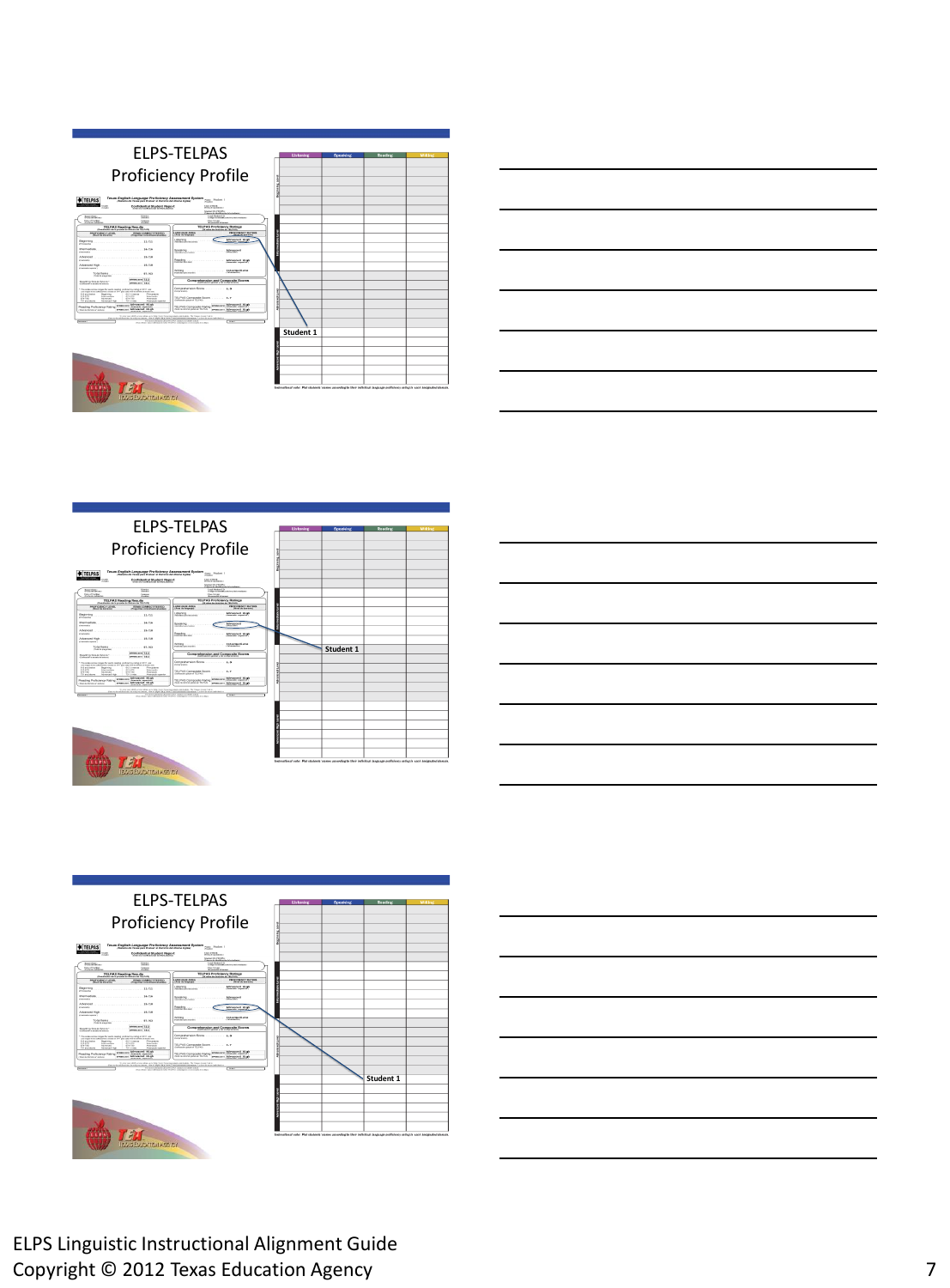## ELPS-TELPAS Proficiency Profile

Student 1

## ELPS-TELPAS Proficiency Profile

Student 1

## ELPS-TELPAS Proficiency Profile

Student 1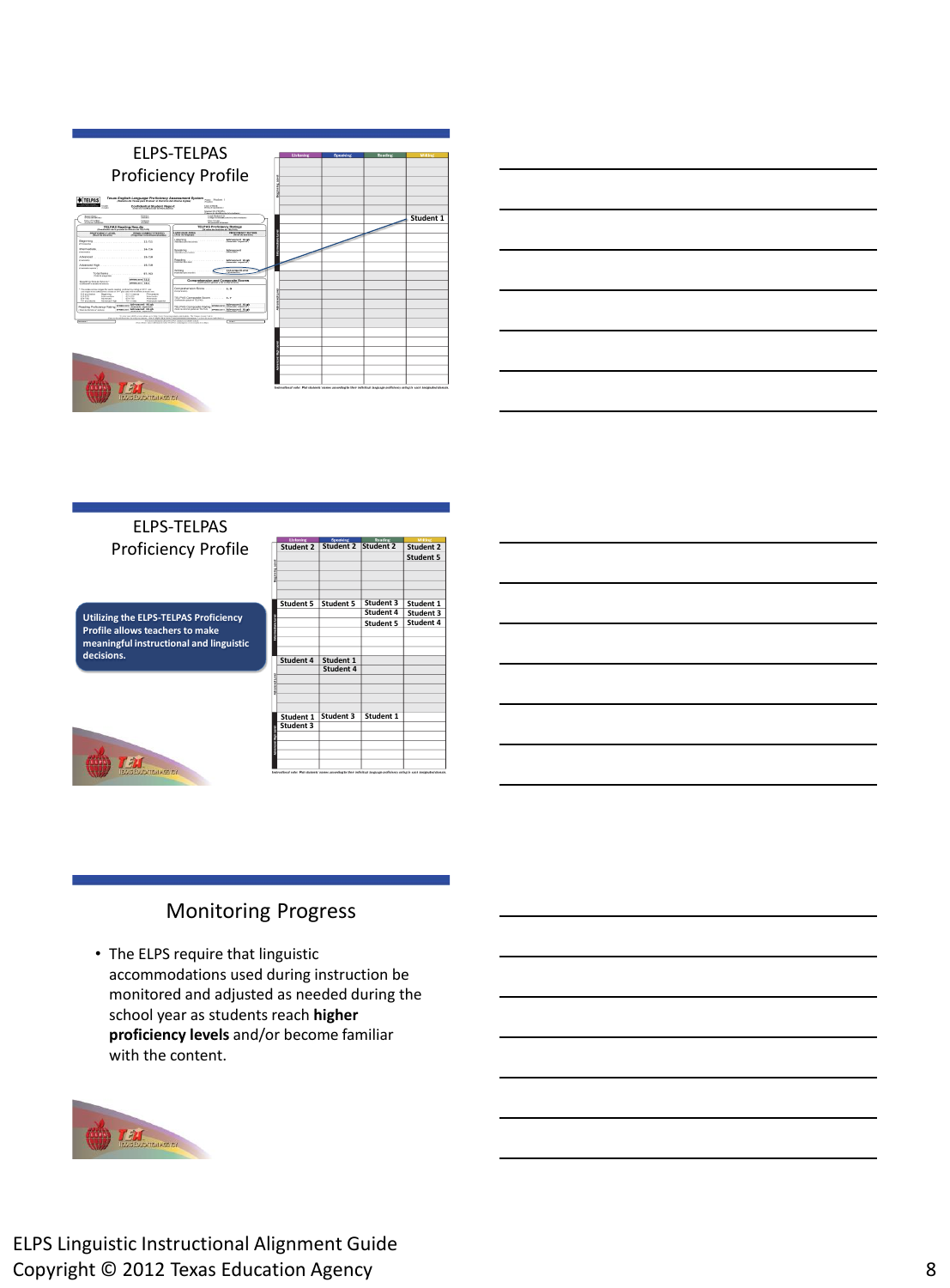## ELPS-TELPAS Proficiency Profile

| Listening | Speaking | Reading | Writing |
|---|---|---|---|
| | | | Student 1 |

## ELPS-TELPAS Proficiency Profile

Utilizing the ELPS-TELPAS Proficiency Profile allows teachers to make meaningful instructional and linguistic decisions.

| Listening | Speaking | Reading | Writing |
|---|---|---|---|
| Student 2 | Student 2 | Student 2 | Student 2<br>Student 5 |
| Student 5 | Student 5 | Student 3<br>Student 4<br>Student 5 | Student 1<br>Student 3<br>Student 4 |
| Student 4 | Student 1<br>Student 4 | | |
| Student 1<br>Student 3 | Student 3 | Student 1 | |

## Monitoring Progress

- The ELPS require that linguistic accommodations used during instruction be monitored and adjusted as needed during the school year as students reach **higher proficiency levels** and/or become familiar with the content.

ELPS Linguistic Instructional Alignment Guide
Copyright © 2012 Texas Education Agency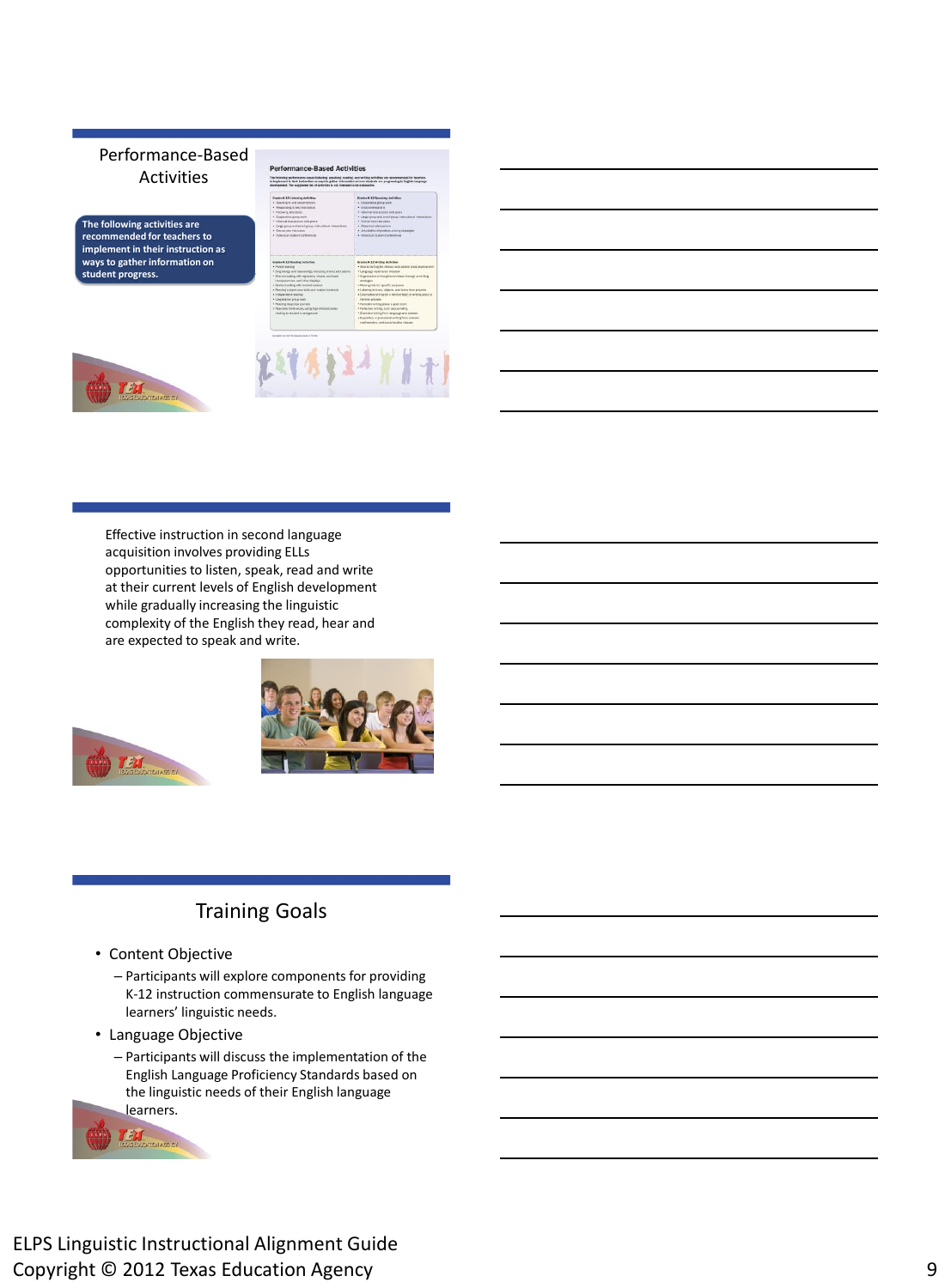## Performance-Based Activities

**The following activities are recommended for teachers to implement in their instruction as ways to gather information on student progress.**

---

Effective instruction in second language acquisition involves providing ELLs opportunities to listen, speak, read and write at their current levels of English development while gradually increasing the linguistic complexity of the English they read, hear and are expected to speak and write.

---

## Training Goals

- Content Objective
  - Participants will explore components for providing K-12 instruction commensurate to English language learners' linguistic needs.
- Language Objective
  - Participants will discuss the implementation of the English Language Proficiency Standards based on the linguistic needs of their English language learners.